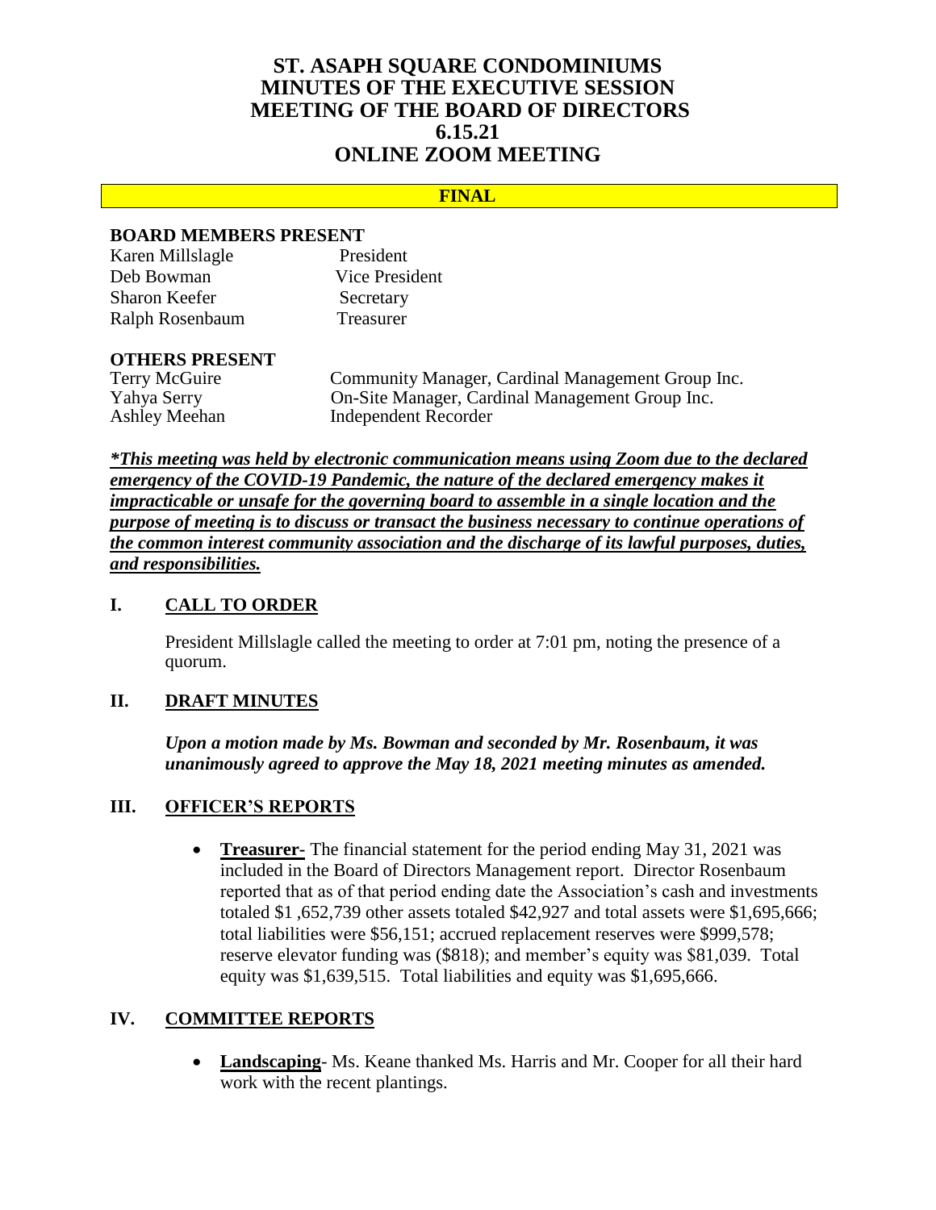# ST. ASAPH SQUARE CONDOMINIUMS
# MINUTES OF THE EXECUTIVE SESSION MEETING OF THE BOARD OF DIRECTORS
# 6.15.21
# ONLINE ZOOM MEETING

**FINAL**

**BOARD MEMBERS PRESENT**

| | |
|---|---|
| Karen Millslagle | President |
| Deb Bowman | Vice President |
| Sharon Keefer | Secretary |
| Ralph Rosenbaum | Treasurer |

**OTHERS PRESENT**

| | |
|---|---|
| Terry McGuire | Community Manager, Cardinal Management Group Inc. |
| Yahya Serry | On-Site Manager, Cardinal Management Group Inc. |
| Ashley Meehan | Independent Recorder |

***\*This meeting was held by electronic communication means using Zoom due to the declared emergency of the COVID-19 Pandemic, the nature of the declared emergency makes it impracticable or unsafe for the governing board to assemble in a single location and the purpose of meeting is to discuss or transact the business necessary to continue operations of the common interest community association and the discharge of its lawful purposes, duties, and responsibilities.***

## I. CALL TO ORDER

President Millslagle called the meeting to order at 7:01 pm, noting the presence of a quorum.

## II. DRAFT MINUTES

***Upon a motion made by Ms. Bowman and seconded by Mr. Rosenbaum, it was unanimously agreed to approve the May 18, 2021 meeting minutes as amended.***

## III. OFFICER'S REPORTS

- **Treasurer-** The financial statement for the period ending May 31, 2021 was included in the Board of Directors Management report. Director Rosenbaum reported that as of that period ending date the Association's cash and investments totaled $1 ,652,739 other assets totaled $42,927 and total assets were $1,695,666; total liabilities were $56,151; accrued replacement reserves were $999,578; reserve elevator funding was ($818); and member's equity was $81,039. Total equity was $1,639,515. Total liabilities and equity was $1,695,666.

## IV. COMMITTEE REPORTS

- **Landscaping**- Ms. Keane thanked Ms. Harris and Mr. Cooper for all their hard work with the recent plantings.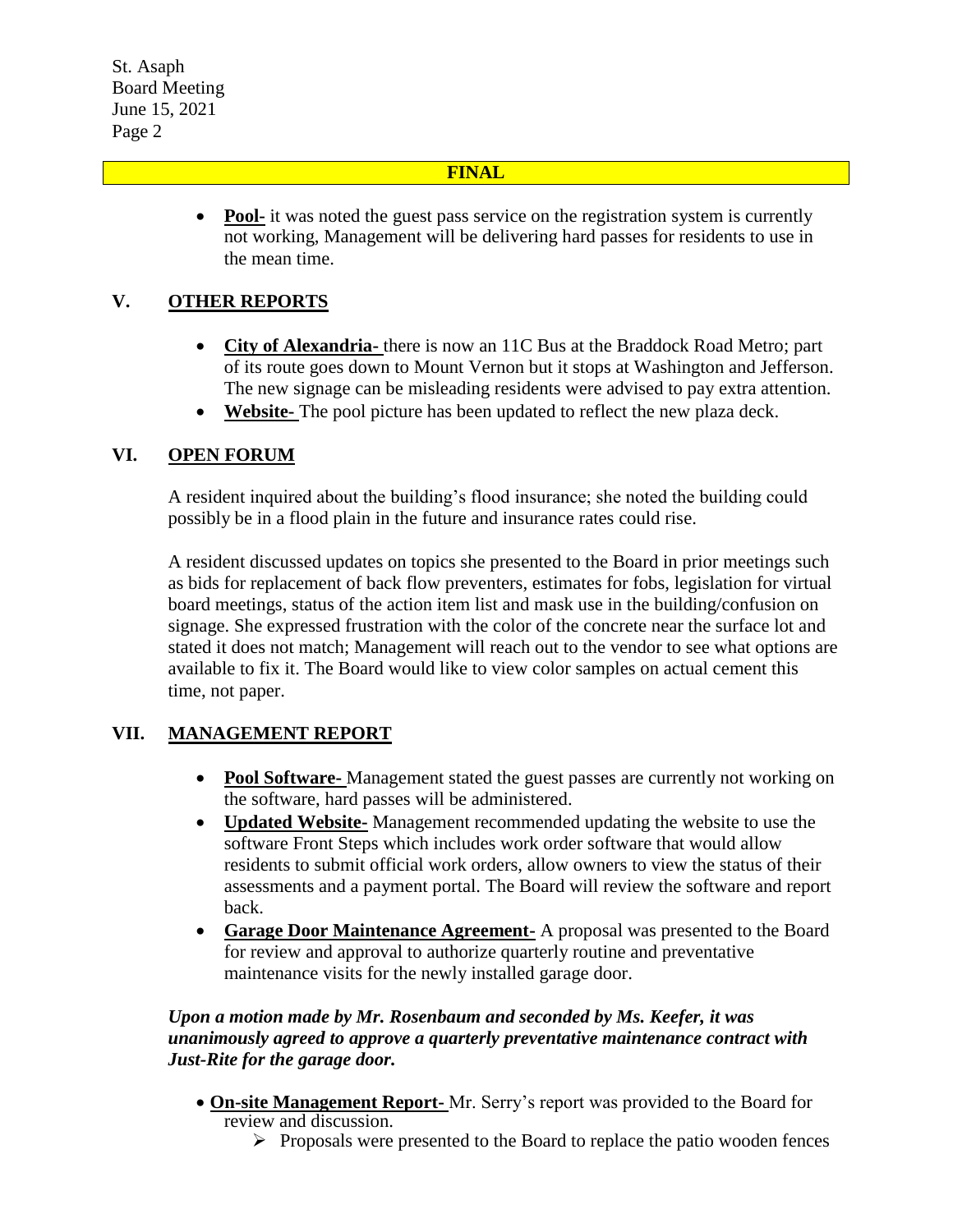**FINAL**

- **Pool-** it was noted the guest pass service on the registration system is currently not working, Management will be delivering hard passes for residents to use in the mean time.

## V. OTHER REPORTS

- **City of Alexandria-** there is now an 11C Bus at the Braddock Road Metro; part of its route goes down to Mount Vernon but it stops at Washington and Jefferson. The new signage can be misleading residents were advised to pay extra attention.
- **Website-** The pool picture has been updated to reflect the new plaza deck.

## VI. OPEN FORUM

A resident inquired about the building's flood insurance; she noted the building could possibly be in a flood plain in the future and insurance rates could rise.

A resident discussed updates on topics she presented to the Board in prior meetings such as bids for replacement of back flow preventers, estimates for fobs, legislation for virtual board meetings, status of the action item list and mask use in the building/confusion on signage. She expressed frustration with the color of the concrete near the surface lot and stated it does not match; Management will reach out to the vendor to see what options are available to fix it. The Board would like to view color samples on actual cement this time, not paper.

## VII. MANAGEMENT REPORT

- **Pool Software-** Management stated the guest passes are currently not working on the software, hard passes will be administered.
- **Updated Website-** Management recommended updating the website to use the software Front Steps which includes work order software that would allow residents to submit official work orders, allow owners to view the status of their assessments and a payment portal. The Board will review the software and report back.
- **Garage Door Maintenance Agreement-** A proposal was presented to the Board for review and approval to authorize quarterly routine and preventative maintenance visits for the newly installed garage door.

***Upon a motion made by Mr. Rosenbaum and seconded by Ms. Keefer, it was unanimously agreed to approve a quarterly preventative maintenance contract with Just-Rite for the garage door.***

- **On-site Management Report-** Mr. Serry's report was provided to the Board for review and discussion.
  - Proposals were presented to the Board to replace the patio wooden fences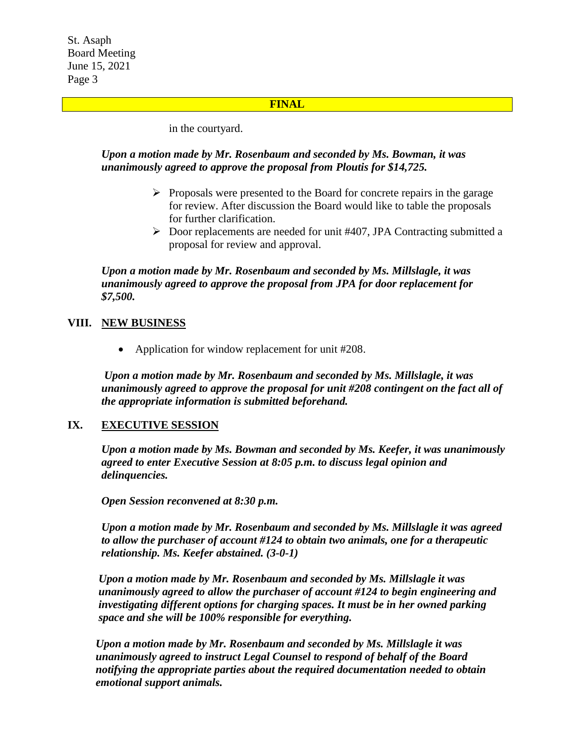**FINAL**

in the courtyard.

***Upon a motion made by Mr. Rosenbaum and seconded by Ms. Bowman, it was unanimously agreed to approve the proposal from Ploutis for $14,725.***

- Proposals were presented to the Board for concrete repairs in the garage for review. After discussion the Board would like to table the proposals for further clarification.
- Door replacements are needed for unit #407, JPA Contracting submitted a proposal for review and approval.

***Upon a motion made by Mr. Rosenbaum and seconded by Ms. Millslagle, it was unanimously agreed to approve the proposal from JPA for door replacement for $7,500.***

## VIII. NEW BUSINESS

- Application for window replacement for unit #208.

***Upon a motion made by Mr. Rosenbaum and seconded by Ms. Millslagle, it was unanimously agreed to approve the proposal for unit #208 contingent on the fact all of the appropriate information is submitted beforehand.***

## IX. EXECUTIVE SESSION

***Upon a motion made by Ms. Bowman and seconded by Ms. Keefer, it was unanimously agreed to enter Executive Session at 8:05 p.m. to discuss legal opinion and delinquencies.***

***Open Session reconvened at 8:30 p.m.***

***Upon a motion made by Mr. Rosenbaum and seconded by Ms. Millslagle it was agreed to allow the purchaser of account #124 to obtain two animals, one for a therapeutic relationship. Ms. Keefer abstained. (3-0-1)***

***Upon a motion made by Mr. Rosenbaum and seconded by Ms. Millslagle it was unanimously agreed to allow the purchaser of account #124 to begin engineering and investigating different options for charging spaces. It must be in her owned parking space and she will be 100% responsible for everything.***

***Upon a motion made by Mr. Rosenbaum and seconded by Ms. Millslagle it was unanimously agreed to instruct Legal Counsel to respond of behalf of the Board notifying the appropriate parties about the required documentation needed to obtain emotional support animals.***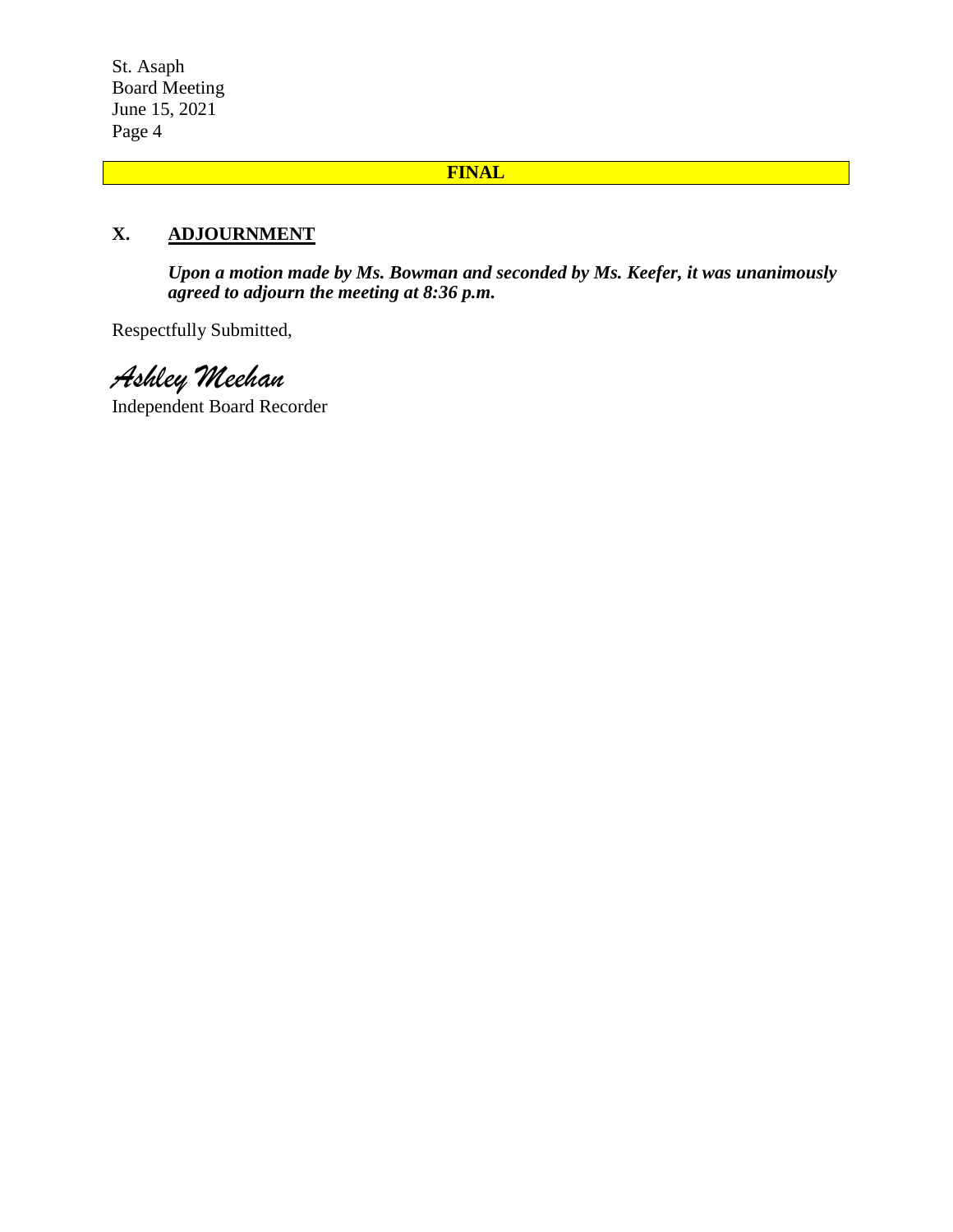**FINAL**

## X. ADJOURNMENT

***Upon a motion made by Ms. Bowman and seconded by Ms. Keefer, it was unanimously agreed to adjourn the meeting at 8:36 p.m.***

Respectfully Submitted,

*Ashley Meehan*

Independent Board Recorder